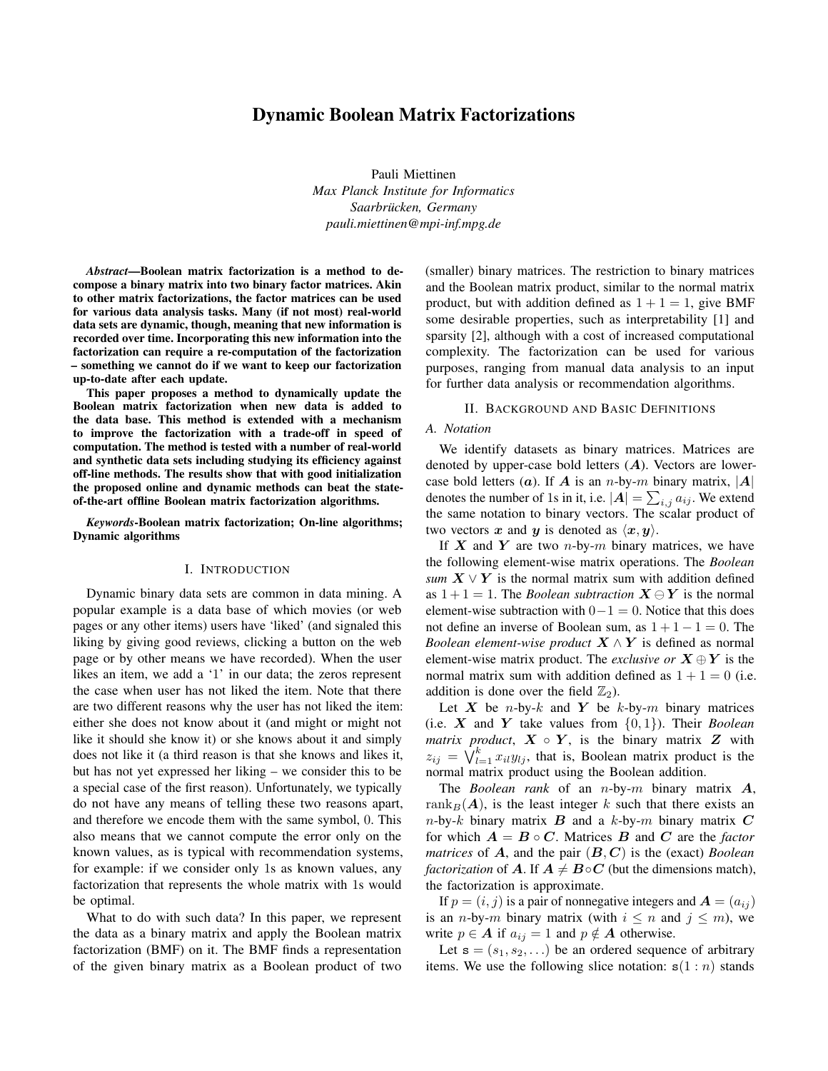# Dynamic Boolean Matrix Factorizations

Pauli Miettinen
*Max Planck Institute for Informatics*
*Saarbrücken, Germany*
*pauli.miettinen@mpi-inf.mpg.de*

***Abstract*—Boolean matrix factorization is a method to decompose a binary matrix into two binary factor matrices. Akin to other matrix factorizations, the factor matrices can be used for various data analysis tasks. Many (if not most) real-world data sets are dynamic, though, meaning that new information is recorded over time. Incorporating this new information into the factorization can require a re-computation of the factorization – something we cannot do if we want to keep our factorization up-to-date after each update.**

**This paper proposes a method to dynamically update the Boolean matrix factorization when new data is added to the data base. This method is extended with a mechanism to improve the factorization with a trade-off in speed of computation. The method is tested with a number of real-world and synthetic data sets including studying its efficiency against off-line methods. The results show that with good initialization the proposed online and dynamic methods can beat the state-of-the-art offline Boolean matrix factorization algorithms.**

***Keywords*-Boolean matrix factorization; On-line algorithms; Dynamic algorithms**

## I. Introduction

Dynamic binary data sets are common in data mining. A popular example is a data base of which movies (or web pages or any other items) users have 'liked' (and signaled this liking by giving good reviews, clicking a button on the web page or by other means we have recorded). When the user likes an item, we add a '1' in our data; the zeros represent the case when user has not liked the item. Note that there are two different reasons why the user has not liked the item: either she does not know about it (and might or might not like it should she know it) or she knows about it and simply does not like it (a third reason is that she knows and likes it, but has not yet expressed her liking – we consider this to be a special case of the first reason). Unfortunately, we typically do not have any means of telling these two reasons apart, and therefore we encode them with the same symbol, 0. This also means that we cannot compute the error only on the known values, as is typical with recommendation systems, for example: if we consider only 1s as known values, any factorization that represents the whole matrix with 1s would be optimal.

What to do with such data? In this paper, we represent the data as a binary matrix and apply the Boolean matrix factorization (BMF) on it. The BMF finds a representation of the given binary matrix as a Boolean product of two (smaller) binary matrices. The restriction to binary matrices and the Boolean matrix product, similar to the normal matrix product, but with addition defined as $1 + 1 = 1$, give BMF some desirable properties, such as interpretability [1] and sparsity [2], although with a cost of increased computational complexity. The factorization can be used for various purposes, ranging from manual data analysis to an input for further data analysis or recommendation algorithms.

## II. Background and Basic Definitions

### A. Notation

We identify datasets as binary matrices. Matrices are denoted by upper-case bold letters ($\boldsymbol{A}$). Vectors are lower-case bold letters ($\boldsymbol{a}$). If $\boldsymbol{A}$ is an $n$-by-$m$ binary matrix, $|\boldsymbol{A}|$ denotes the number of 1s in it, i.e. $|\boldsymbol{A}| = \sum_{i,j} a_{ij}$. We extend the same notation to binary vectors. The scalar product of two vectors $\boldsymbol{x}$ and $\boldsymbol{y}$ is denoted as $\langle \boldsymbol{x}, \boldsymbol{y} \rangle$.

If $\boldsymbol{X}$ and $\boldsymbol{Y}$ are two $n$-by-$m$ binary matrices, we have the following element-wise matrix operations. The *Boolean sum* $\boldsymbol{X} \vee \boldsymbol{Y}$ is the normal matrix sum with addition defined as $1 + 1 = 1$. The *Boolean subtraction* $\boldsymbol{X} \ominus \boldsymbol{Y}$ is the normal element-wise subtraction with $0 - 1 = 0$. Notice that this does not define an inverse of Boolean sum, as $1 + 1 - 1 = 0$. The *Boolean element-wise product* $\boldsymbol{X} \wedge \boldsymbol{Y}$ is defined as normal element-wise matrix product. The *exclusive or* $\boldsymbol{X} \oplus \boldsymbol{Y}$ is the normal matrix sum with addition defined as $1 + 1 = 0$ (i.e. addition is done over the field $\mathbb{Z}_2$).

Let $\boldsymbol{X}$ be $n$-by-$k$ and $\boldsymbol{Y}$ be $k$-by-$m$ binary matrices (i.e. $\boldsymbol{X}$ and $\boldsymbol{Y}$ take values from $\{0, 1\}$). Their *Boolean matrix product*, $\boldsymbol{X} \circ \boldsymbol{Y}$, is the binary matrix $\boldsymbol{Z}$ with $z_{ij} = \bigvee_{l=1}^{k} x_{il} y_{lj}$, that is, Boolean matrix product is the normal matrix product using the Boolean addition.

The *Boolean rank* of an $n$-by-$m$ binary matrix $\boldsymbol{A}$, $\operatorname{rank}_B(\boldsymbol{A})$, is the least integer $k$ such that there exists an $n$-by-$k$ binary matrix $\boldsymbol{B}$ and a $k$-by-$m$ binary matrix $\boldsymbol{C}$ for which $\boldsymbol{A} = \boldsymbol{B} \circ \boldsymbol{C}$. Matrices $\boldsymbol{B}$ and $\boldsymbol{C}$ are the *factor matrices* of $\boldsymbol{A}$, and the pair $(\boldsymbol{B}, \boldsymbol{C})$ is the (exact) *Boolean factorization* of $\boldsymbol{A}$. If $\boldsymbol{A} \neq \boldsymbol{B} \circ \boldsymbol{C}$ (but the dimensions match), the factorization is approximate.

If $p = (i, j)$ is a pair of nonnegative integers and $\boldsymbol{A} = (a_{ij})$ is an $n$-by-$m$ binary matrix (with $i \leq n$ and $j \leq m$), we write $p \in \boldsymbol{A}$ if $a_{ij} = 1$ and $p \notin \boldsymbol{A}$ otherwise.

Let $\mathtt{s} = (s_1, s_2, \ldots)$ be an ordered sequence of arbitrary items. We use the following slice notation: $\mathtt{s}(1 : n)$ stands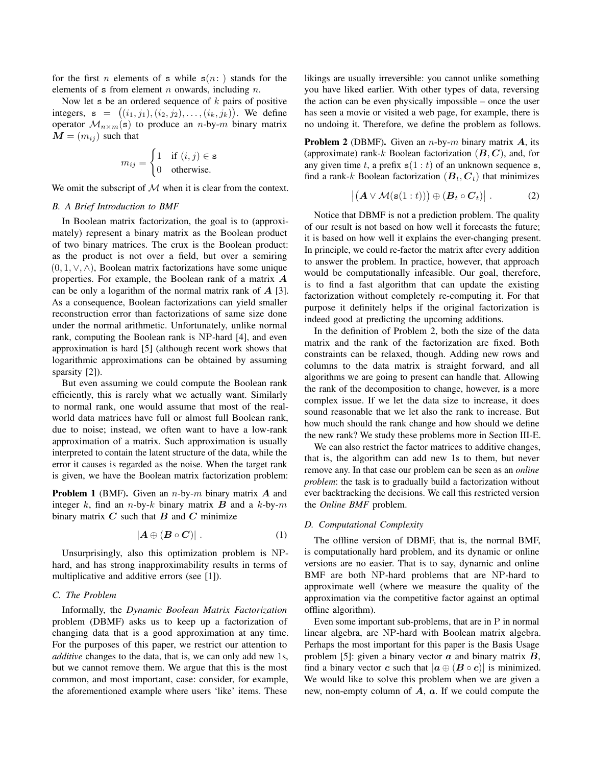for the first $n$ elements of $\mathtt{s}$ while $\mathtt{s}(n\colon)$ stands for the elements of $\mathtt{s}$ from element $n$ onwards, including $n$.

Now let $\mathtt{s}$ be an ordered sequence of $k$ pairs of positive integers, $\mathtt{s} = \big((i_1, j_1), (i_2, j_2), \ldots, (i_k, j_k)\big)$. We define operator $\mathcal{M}_{n \times m}(\mathtt{s})$ to produce an $n$-by-$m$ binary matrix $\boldsymbol{M} = (m_{ij})$ such that

$$m_{ij} = \begin{cases} 1 & \text{if } (i, j) \in \mathtt{s} \\ 0 & \text{otherwise.} \end{cases}$$

We omit the subscript of $\mathcal{M}$ when it is clear from the context.

### B. A Brief Introduction to BMF

In Boolean matrix factorization, the goal is to (approximately) represent a binary matrix as the Boolean product of two binary matrices. The crux is the Boolean product: as the product is not over a field, but over a semiring $(0, 1, \vee, \wedge)$, Boolean matrix factorizations have some unique properties. For example, the Boolean rank of a matrix $\boldsymbol{A}$ can be only a logarithm of the normal matrix rank of $\boldsymbol{A}$ [3]. As a consequence, Boolean factorizations can yield smaller reconstruction error than factorizations of same size done under the normal arithmetic. Unfortunately, unlike normal rank, computing the Boolean rank is NP-hard [4], and even approximation is hard [5] (although recent work shows that logarithmic approximations can be obtained by assuming sparsity [2]).

But even assuming we could compute the Boolean rank efficiently, this is rarely what we actually want. Similarly to normal rank, one would assume that most of the real-world data matrices have full or almost full Boolean rank, due to noise; instead, we often want to have a low-rank approximation of a matrix. Such approximation is usually interpreted to contain the latent structure of the data, while the error it causes is regarded as the noise. When the target rank is given, we have the Boolean matrix factorization problem:

**Problem 1** (BMF)**.** Given an $n$-by-$m$ binary matrix $\boldsymbol{A}$ and integer $k$, find an $n$-by-$k$ binary matrix $\boldsymbol{B}$ and a $k$-by-$m$ binary matrix $\boldsymbol{C}$ such that $\boldsymbol{B}$ and $\boldsymbol{C}$ minimize

$$|\boldsymbol{A} \oplus (\boldsymbol{B} \circ \boldsymbol{C})| \ . \tag{1}$$

Unsurprisingly, also this optimization problem is NP-hard, and has strong inapproximability results in terms of multiplicative and additive errors (see [1]).

### C. The Problem

Informally, the *Dynamic Boolean Matrix Factorization* problem (DBMF) asks us to keep up a factorization of changing data that is a good approximation at any time. For the purposes of this paper, we restrict our attention to *additive* changes to the data, that is, we can only add new 1s, but we cannot remove them. We argue that this is the most common, and most important, case: consider, for example, the aforementioned example where users 'like' items. These likings are usually irreversible: you cannot unlike something you have liked earlier. With other types of data, reversing the action can be even physically impossible – once the user has seen a movie or visited a web page, for example, there is no undoing it. Therefore, we define the problem as follows.

**Problem 2** (DBMF)**.** Given an $n$-by-$m$ binary matrix $\boldsymbol{A}$, its (approximate) rank-$k$ Boolean factorization $(\boldsymbol{B}, \boldsymbol{C})$, and, for any given time $t$, a prefix $\mathtt{s}(1:t)$ of an unknown sequence $\mathtt{s}$, find a rank-$k$ Boolean factorization $(\boldsymbol{B}_t, \boldsymbol{C}_t)$ that minimizes

$$\big|\big(\boldsymbol{A} \vee \mathcal{M}(\mathtt{s}(1:t))\big) \oplus (\boldsymbol{B}_t \circ \boldsymbol{C}_t)\big| \ . \tag{2}$$

Notice that DBMF is not a prediction problem. The quality of our result is not based on how well it forecasts the future; it is based on how well it explains the ever-changing present. In principle, we could re-factor the matrix after every addition to answer the problem. In practice, however, that approach would be computationally infeasible. Our goal, therefore, is to find a fast algorithm that can update the existing factorization without completely re-computing it. For that purpose it definitely helps if the original factorization is indeed good at predicting the upcoming additions.

In the definition of Problem 2, both the size of the data matrix and the rank of the factorization are fixed. Both constraints can be relaxed, though. Adding new rows and columns to the data matrix is straight forward, and all algorithms we are going to present can handle that. Allowing the rank of the decomposition to change, however, is a more complex issue. If we let the data size to increase, it does sound reasonable that we let also the rank to increase. But how much should the rank change and how should we define the new rank? We study these problems more in Section III-E.

We can also restrict the factor matrices to additive changes, that is, the algorithm can add new 1s to them, but never remove any. In that case our problem can be seen as an *online problem*: the task is to gradually build a factorization without ever backtracking the decisions. We call this restricted version the *Online BMF* problem.

### D. Computational Complexity

The offline version of DBMF, that is, the normal BMF, is computationally hard problem, and its dynamic or online versions are no easier. That is to say, dynamic and online BMF are both NP-hard problems that are NP-hard to approximate well (where we measure the quality of the approximation via the competitive factor against an optimal offline algorithm).

Even some important sub-problems, that are in P in normal linear algebra, are NP-hard with Boolean matrix algebra. Perhaps the most important for this paper is the Basis Usage problem [5]: given a binary vector $\boldsymbol{a}$ and binary matrix $\boldsymbol{B}$, find a binary vector $\boldsymbol{c}$ such that $|\boldsymbol{a} \oplus (\boldsymbol{B} \circ \boldsymbol{c})|$ is minimized. We would like to solve this problem when we are given a new, non-empty column of $\boldsymbol{A}$, $\boldsymbol{a}$. If we could compute the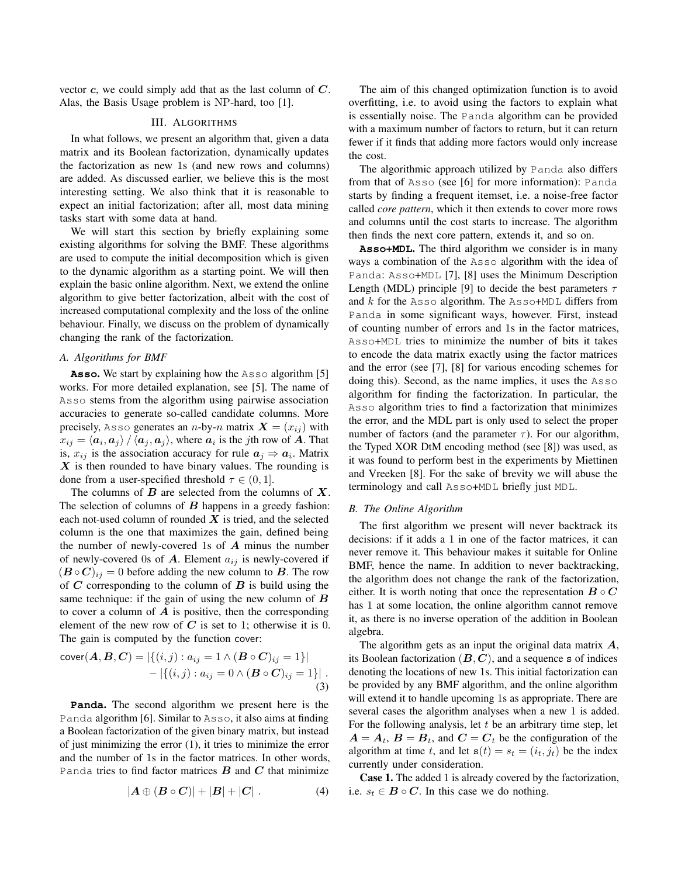vector $\boldsymbol{c}$, we could simply add that as the last column of $\boldsymbol{C}$. Alas, the Basis Usage problem is NP-hard, too [1].

## III. Algorithms

In what follows, we present an algorithm that, given a data matrix and its Boolean factorization, dynamically updates the factorization as new 1s (and new rows and columns) are added. As discussed earlier, we believe this is the most interesting setting. We also think that it is reasonable to expect an initial factorization; after all, most data mining tasks start with some data at hand.

We will start this section by briefly explaining some existing algorithms for solving the BMF. These algorithms are used to compute the initial decomposition which is given to the dynamic algorithm as a starting point. We will then explain the basic online algorithm. Next, we extend the online algorithm to give better factorization, albeit with the cost of increased computational complexity and the loss of the online behaviour. Finally, we discuss on the problem of dynamically changing the rank of the factorization.

### A. Algorithms for BMF

**Asso.** We start by explaining how the Asso algorithm [5] works. For more detailed explanation, see [5]. The name of Asso stems from the algorithm using pairwise association accuracies to generate so-called candidate columns. More precisely, Asso generates an $n$-by-$n$ matrix $\boldsymbol{X} = (x_{ij})$ with $x_{ij} = \langle \boldsymbol{a}_i, \boldsymbol{a}_j \rangle / \langle \boldsymbol{a}_j, \boldsymbol{a}_j \rangle$, where $\boldsymbol{a}_i$ is the $j$th row of $\boldsymbol{A}$. That is, $x_{ij}$ is the association accuracy for rule $\boldsymbol{a}_j \Rightarrow \boldsymbol{a}_i$. Matrix $\boldsymbol{X}$ is then rounded to have binary values. The rounding is done from a user-specified threshold $\tau \in (0, 1]$.

The columns of $\boldsymbol{B}$ are selected from the columns of $\boldsymbol{X}$. The selection of columns of $\boldsymbol{B}$ happens in a greedy fashion: each not-used column of rounded $\boldsymbol{X}$ is tried, and the selected column is the one that maximizes the gain, defined being the number of newly-covered 1s of $\boldsymbol{A}$ minus the number of newly-covered 0s of $\boldsymbol{A}$. Element $a_{ij}$ is newly-covered if $(\boldsymbol{B} \circ \boldsymbol{C})_{ij} = 0$ before adding the new column to $\boldsymbol{B}$. The row of $\boldsymbol{C}$ corresponding to the column of $\boldsymbol{B}$ is build using the same technique: if the gain of using the new column of $\boldsymbol{B}$ to cover a column of $\boldsymbol{A}$ is positive, then the corresponding element of the new row of $\boldsymbol{C}$ is set to 1; otherwise it is 0. The gain is computed by the function cover:

$$\mathsf{cover}(\boldsymbol{A}, \boldsymbol{B}, \boldsymbol{C}) = |\{(i,j) : a_{ij} = 1 \wedge (\boldsymbol{B} \circ \boldsymbol{C})_{ij} = 1\}| - |\{(i,j) : a_{ij} = 0 \wedge (\boldsymbol{B} \circ \boldsymbol{C})_{ij} = 1\}| \; . \tag{3}$$

**Panda.** The second algorithm we present here is the Panda algorithm [6]. Similar to Asso, it also aims at finding a Boolean factorization of the given binary matrix, but instead of just minimizing the error (1), it tries to minimize the error and the number of 1s in the factor matrices. In other words, Panda tries to find factor matrices $\boldsymbol{B}$ and $\boldsymbol{C}$ that minimize

$$|\boldsymbol{A} \oplus (\boldsymbol{B} \circ \boldsymbol{C})| + |\boldsymbol{B}| + |\boldsymbol{C}| \; . \tag{4}$$

The aim of this changed optimization function is to avoid overfitting, i.e. to avoid using the factors to explain what is essentially noise. The Panda algorithm can be provided with a maximum number of factors to return, but it can return fewer if it finds that adding more factors would only increase the cost.

The algorithmic approach utilized by Panda also differs from that of Asso (see [6] for more information): Panda starts by finding a frequent itemset, i.e. a noise-free factor called *core pattern*, which it then extends to cover more rows and columns until the cost starts to increase. The algorithm then finds the next core pattern, extends it, and so on.

**Asso+MDL.** The third algorithm we consider is in many ways a combination of the Asso algorithm with the idea of Panda: Asso+MDL [7], [8] uses the Minimum Description Length (MDL) principle [9] to decide the best parameters $\tau$ and $k$ for the Asso algorithm. The Asso+MDL differs from Panda in some significant ways, however. First, instead of counting number of errors and 1s in the factor matrices, Asso+MDL tries to minimize the number of bits it takes to encode the data matrix exactly using the factor matrices and the error (see [7], [8] for various encoding schemes for doing this). Second, as the name implies, it uses the Asso algorithm for finding the factorization. In particular, the Asso algorithm tries to find a factorization that minimizes the error, and the MDL part is only used to select the proper number of factors (and the parameter $\tau$). For our algorithm, the Typed XOR DtM encoding method (see [8]) was used, as it was found to perform best in the experiments by Miettinen and Vreeken [8]. For the sake of brevity we will abuse the terminology and call Asso+MDL briefly just MDL.

### B. The Online Algorithm

The first algorithm we present will never backtrack its decisions: if it adds a 1 in one of the factor matrices, it can never remove it. This behaviour makes it suitable for Online BMF, hence the name. In addition to never backtracking, the algorithm does not change the rank of the factorization, either. It is worth noting that once the representation $\boldsymbol{B} \circ \boldsymbol{C}$ has 1 at some location, the online algorithm cannot remove it, as there is no inverse operation of the addition in Boolean algebra.

The algorithm gets as an input the original data matrix $\boldsymbol{A}$, its Boolean factorization $(\boldsymbol{B}, \boldsymbol{C})$, and a sequence s of indices denoting the locations of new 1s. This initial factorization can be provided by any BMF algorithm, and the online algorithm will extend it to handle upcoming 1s as appropriate. There are several cases the algorithm analyses when a new 1 is added. For the following analysis, let $t$ be an arbitrary time step, let $\boldsymbol{A} = \boldsymbol{A}_t$, $\boldsymbol{B} = \boldsymbol{B}_t$, and $\boldsymbol{C} = \boldsymbol{C}_t$ be the configuration of the algorithm at time $t$, and let $\mathtt{s}(t) = s_t = (i_t, j_t)$ be the index currently under consideration.

**Case 1.** The added 1 is already covered by the factorization, i.e. $s_t \in \boldsymbol{B} \circ \boldsymbol{C}$. In this case we do nothing.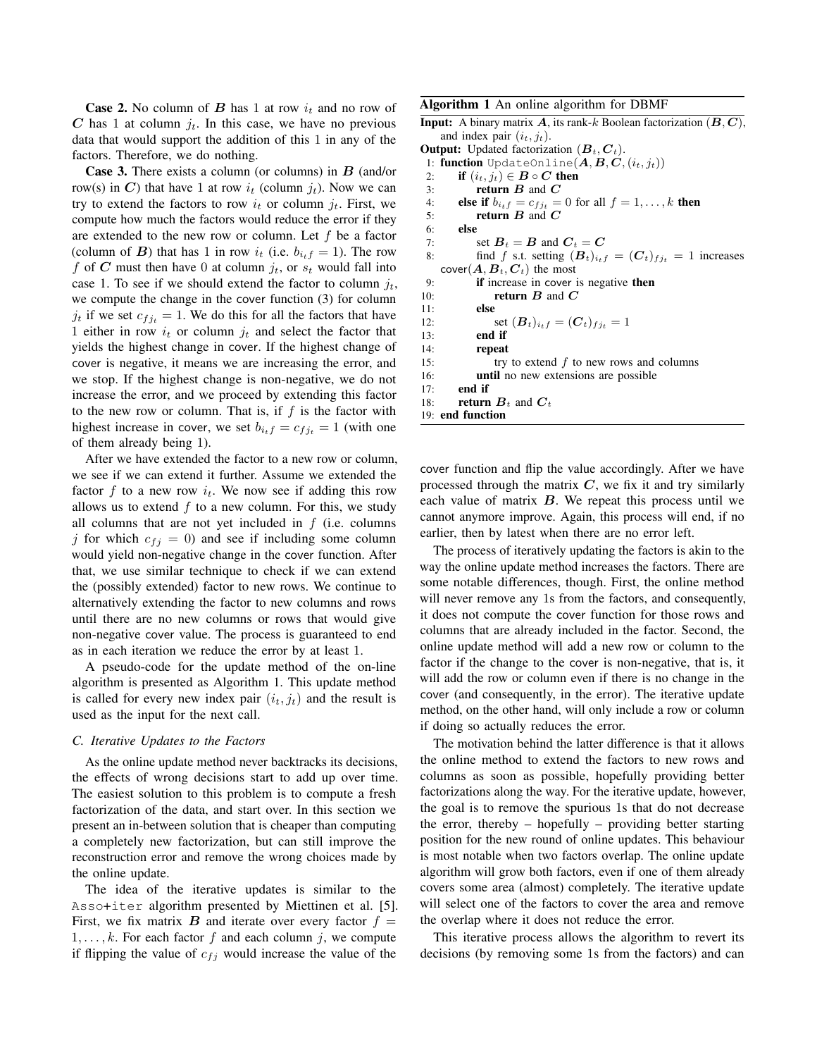**Case 2.** No column of $\boldsymbol{B}$ has 1 at row $i_t$ and no row of $\boldsymbol{C}$ has 1 at column $j_t$. In this case, we have no previous data that would support the addition of this 1 in any of the factors. Therefore, we do nothing.

**Case 3.** There exists a column (or columns) in $\boldsymbol{B}$ (and/or row(s) in $\boldsymbol{C}$) that have 1 at row $i_t$ (column $j_t$). Now we can try to extend the factors to row $i_t$ or column $j_t$. First, we compute how much the factors would reduce the error if they are extended to the new row or column. Let $f$ be a factor (column of $\boldsymbol{B}$) that has 1 in row $i_t$ (i.e. $b_{i_t f} = 1$). The row $f$ of $\boldsymbol{C}$ must then have 0 at column $j_t$, or $s_t$ would fall into case 1. To see if we should extend the factor to column $j_t$, we compute the change in the cover function (3) for column $j_t$ if we set $c_{f j_t} = 1$. We do this for all the factors that have 1 either in row $i_t$ or column $j_t$ and select the factor that yields the highest change in cover. If the highest change of cover is negative, it means we are increasing the error, and we stop. If the highest change is non-negative, we do not increase the error, and we proceed by extending this factor to the new row or column. That is, if $f$ is the factor with highest increase in cover, we set $b_{i_t f} = c_{f j_t} = 1$ (with one of them already being 1).

After we have extended the factor to a new row or column, we see if we can extend it further. Assume we extended the factor $f$ to a new row $i_t$. We now see if adding this row allows us to extend $f$ to a new column. For this, we study all columns that are not yet included in $f$ (i.e. columns $j$ for which $c_{fj} = 0$) and see if including some column would yield non-negative change in the cover function. After that, we use similar technique to check if we can extend the (possibly extended) factor to new rows. We continue to alternatively extending the factor to new columns and rows until there are no new columns or rows that would give non-negative cover value. The process is guaranteed to end as in each iteration we reduce the error by at least 1.

A pseudo-code for the update method of the on-line algorithm is presented as Algorithm 1. This update method is called for every new index pair $(i_t, j_t)$ and the result is used as the input for the next call.

**Algorithm 1** An online algorithm for DBMF

**Input:** A binary matrix $\boldsymbol{A}$, its rank-$k$ Boolean factorization $(\boldsymbol{B}, \boldsymbol{C})$, and index pair $(i_t, j_t)$.
**Output:** Updated factorization $(\boldsymbol{B}_t, \boldsymbol{C}_t)$.

```
1: function UpdateOnline(A, B, C, (i_t, j_t))
2:   if (i_t, j_t) ∈ B ∘ C then
3:     return B and C
4:   else if b_{i_t f} = c_{f j_t} = 0 for all f = 1, ..., k then
5:     return B and C
6:   else
7:     set B_t = B and C_t = C
8:     find f s.t. setting (B_t)_{i_t f} = (C_t)_{f j_t} = 1 increases
       cover(A, B_t, C_t) the most
9:     if increase in cover is negative then
10:      return B and C
11:    else
12:      set (B_t)_{i_t f} = (C_t)_{f j_t} = 1
13:    end if
14:    repeat
15:      try to extend f to new rows and columns
16:    until no new extensions are possible
17:  end if
18:  return B_t and C_t
19: end function
```

### C. Iterative Updates to the Factors

As the online update method never backtracks its decisions, the effects of wrong decisions start to add up over time. The easiest solution to this problem is to compute a fresh factorization of the data, and start over. In this section we present an in-between solution that is cheaper than computing a completely new factorization, but can still improve the reconstruction error and remove the wrong choices made by the online update.

The idea of the iterative updates is similar to the Asso+iter algorithm presented by Miettinen et al. [5]. First, we fix matrix $\boldsymbol{B}$ and iterate over every factor $f = 1, \ldots, k$. For each factor $f$ and each column $j$, we compute if flipping the value of $c_{fj}$ would increase the value of the cover function and flip the value accordingly. After we have processed through the matrix $\boldsymbol{C}$, we fix it and try similarly each value of matrix $\boldsymbol{B}$. We repeat this process until we cannot anymore improve. Again, this process will end, if no earlier, then by latest when there are no error left.

The process of iteratively updating the factors is akin to the way the online update method increases the factors. There are some notable differences, though. First, the online method will never remove any 1s from the factors, and consequently, it does not compute the cover function for those rows and columns that are already included in the factor. Second, the online update method will add a new row or column to the factor if the change to the cover is non-negative, that is, it will add the row or column even if there is no change in the cover (and consequently, in the error). The iterative update method, on the other hand, will only include a row or column if doing so actually reduces the error.

The motivation behind the latter difference is that it allows the online method to extend the factors to new rows and columns as soon as possible, hopefully providing better factorizations along the way. For the iterative update, however, the goal is to remove the spurious 1s that do not decrease the error, thereby – hopefully – providing better starting position for the new round of online updates. This behaviour is most notable when two factors overlap. The online update algorithm will grow both factors, even if one of them already covers some area (almost) completely. The iterative update will select one of the factors to cover the area and remove the overlap where it does not reduce the error.

This iterative process allows the algorithm to revert its decisions (by removing some 1s from the factors) and can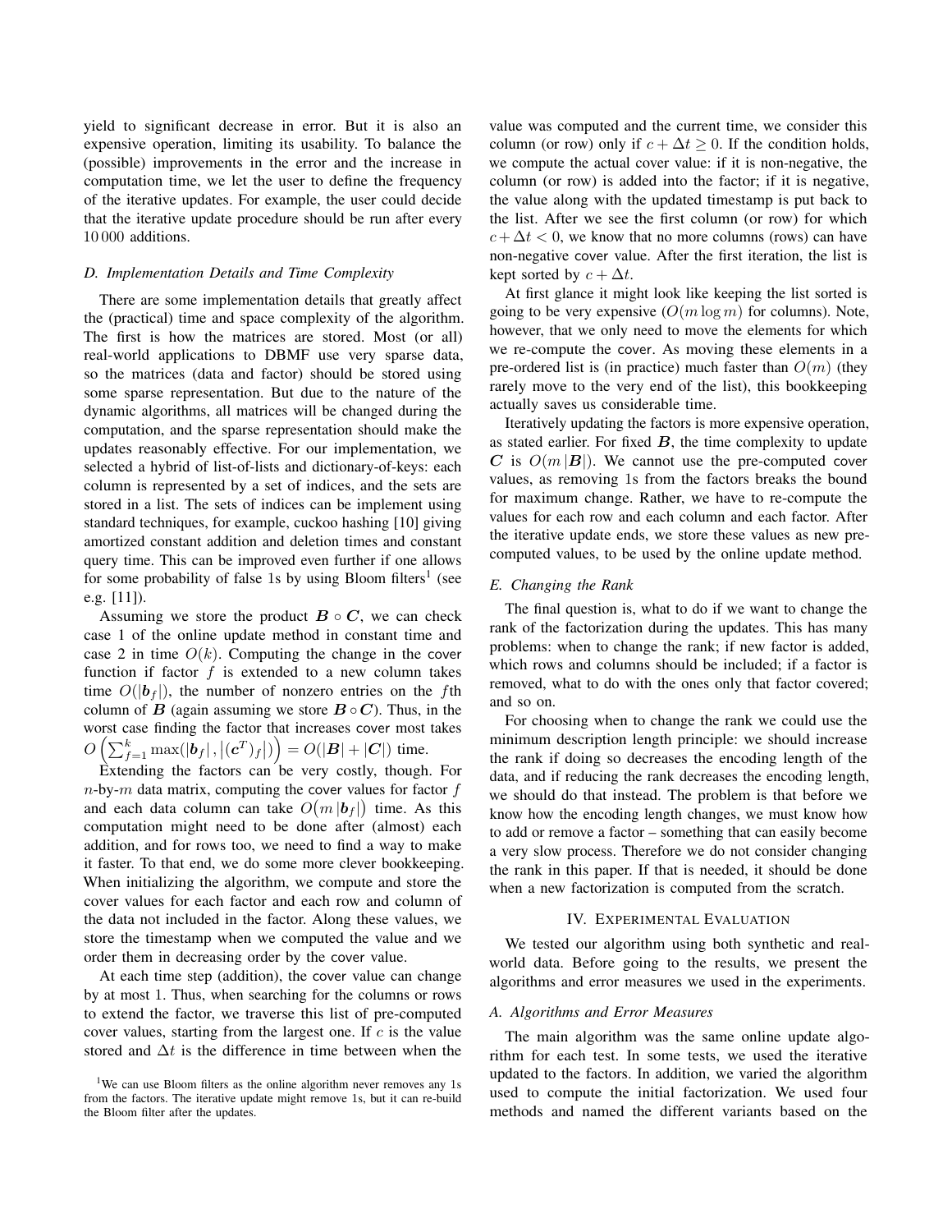yield to significant decrease in error. But it is also an expensive operation, limiting its usability. To balance the (possible) improvements in the error and the increase in computation time, we let the user to define the frequency of the iterative updates. For example, the user could decide that the iterative update procedure should be run after every 10 000 additions.

### *D. Implementation Details and Time Complexity*

There are some implementation details that greatly affect the (practical) time and space complexity of the algorithm. The first is how the matrices are stored. Most (or all) real-world applications to DBMF use very sparse data, so the matrices (data and factor) should be stored using some sparse representation. But due to the nature of the dynamic algorithms, all matrices will be changed during the computation, and the sparse representation should make the updates reasonably effective. For our implementation, we selected a hybrid of list-of-lists and dictionary-of-keys: each column is represented by a set of indices, and the sets are stored in a list. The sets of indices can be implement using standard techniques, for example, cuckoo hashing [10] giving amortized constant addition and deletion times and constant query time. This can be improved even further if one allows for some probability of false 1s by using Bloom filters[1] (see e.g. [11]).

Assuming we store the product $\boldsymbol{B} \circ \boldsymbol{C}$, we can check case 1 of the online update method in constant time and case 2 in time $O(k)$. Computing the change in the cover function if factor $f$ is extended to a new column takes time $O(|\boldsymbol{b}_f|)$, the number of nonzero entries on the $f$th column of $\boldsymbol{B}$ (again assuming we store $\boldsymbol{B} \circ \boldsymbol{C}$). Thus, in the worst case finding the factor that increases cover most takes $O\left(\sum_{f=1}^{k} \max(|\boldsymbol{b}_f|, |(\boldsymbol{c}^T)_f|)\right) = O(|\boldsymbol{B}| + |\boldsymbol{C}|)$ time.

Extending the factors can be very costly, though. For $n$-by-$m$ data matrix, computing the cover values for factor $f$ and each data column can take $O(m|\boldsymbol{b}_f|)$ time. As this computation might need to be done after (almost) each addition, and for rows too, we need to find a way to make it faster. To that end, we do some more clever bookkeeping. When initializing the algorithm, we compute and store the cover values for each factor and each row and column of the data not included in the factor. Along these values, we store the timestamp when we computed the value and we order them in decreasing order by the cover value.

At each time step (addition), the cover value can change by at most 1. Thus, when searching for the columns or rows to extend the factor, we traverse this list of pre-computed cover values, starting from the largest one. If $c$ is the value stored and $\Delta t$ is the difference in time between when the value was computed and the current time, we consider this column (or row) only if $c + \Delta t \geq 0$. If the condition holds, we compute the actual cover value: if it is non-negative, the column (or row) is added into the factor; if it is negative, the value along with the updated timestamp is put back to the list. After we see the first column (or row) for which $c + \Delta t < 0$, we know that no more columns (rows) can have non-negative cover value. After the first iteration, the list is kept sorted by $c + \Delta t$.

At first glance it might look like keeping the list sorted is going to be very expensive ($O(m \log m)$ for columns). Note, however, that we only need to move the elements for which we re-compute the cover. As moving these elements in a pre-ordered list is (in practice) much faster than $O(m)$ (they rarely move to the very end of the list), this bookkeeping actually saves us considerable time.

Iteratively updating the factors is more expensive operation, as stated earlier. For fixed $\boldsymbol{B}$, the time complexity to update $\boldsymbol{C}$ is $O(m|\boldsymbol{B}|)$. We cannot use the pre-computed cover values, as removing 1s from the factors breaks the bound for maximum change. Rather, we have to re-compute the values for each row and each column and each factor. After the iterative update ends, we store these values as new pre-computed values, to be used by the online update method.

### *E. Changing the Rank*

The final question is, what to do if we want to change the rank of the factorization during the updates. This has many problems: when to change the rank; if new factor is added, which rows and columns should be included; if a factor is removed, what to do with the ones only that factor covered; and so on.

For choosing when to change the rank we could use the minimum description length principle: we should increase the rank if doing so decreases the encoding length of the data, and if reducing the rank decreases the encoding length, we should do that instead. The problem is that before we know how the encoding length changes, we must know how to add or remove a factor – something that can easily become a very slow process. Therefore we do not consider changing the rank in this paper. If that is needed, it should be done when a new factorization is computed from the scratch.

## IV. Experimental Evaluation

We tested our algorithm using both synthetic and real-world data. Before going to the results, we present the algorithms and error measures we used in the experiments.

### *A. Algorithms and Error Measures*

The main algorithm was the same online update algorithm for each test. In some tests, we used the iterative updated to the factors. In addition, we varied the algorithm used to compute the initial factorization. We used four methods and named the different variants based on the

[1] We can use Bloom filters as the online algorithm never removes any 1s from the factors. The iterative update might remove 1s, but it can re-build the Bloom filter after the updates.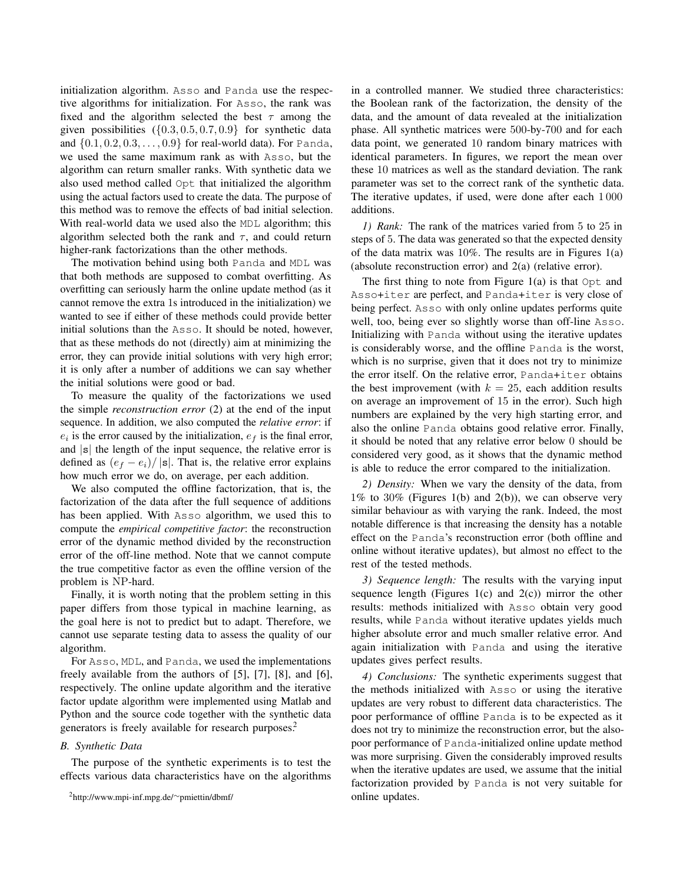initialization algorithm. Asso and Panda use the respective algorithms for initialization. For Asso, the rank was fixed and the algorithm selected the best $\tau$ among the given possibilities ($\{0.3, 0.5, 0.7, 0.9\}$ for synthetic data and $\{0.1, 0.2, 0.3, \ldots, 0.9\}$ for real-world data). For Panda, we used the same maximum rank as with Asso, but the algorithm can return smaller ranks. With synthetic data we also used method called Opt that initialized the algorithm using the actual factors used to create the data. The purpose of this method was to remove the effects of bad initial selection. With real-world data we used also the MDL algorithm; this algorithm selected both the rank and $\tau$, and could return higher-rank factorizations than the other methods.

The motivation behind using both Panda and MDL was that both methods are supposed to combat overfitting. As overfitting can seriously harm the online update method (as it cannot remove the extra 1s introduced in the initialization) we wanted to see if either of these methods could provide better initial solutions than the Asso. It should be noted, however, that as these methods do not (directly) aim at minimizing the error, they can provide initial solutions with very high error; it is only after a number of additions we can say whether the initial solutions were good or bad.

To measure the quality of the factorizations we used the simple *reconstruction error* (2) at the end of the input sequence. In addition, we also computed the *relative error*: if $e_i$ is the error caused by the initialization, $e_f$ is the final error, and $|\mathbf{s}|$ the length of the input sequence, the relative error is defined as $(e_f - e_i)/|\mathbf{s}|$. That is, the relative error explains how much error we do, on average, per each addition.

We also computed the offline factorization, that is, the factorization of the data after the full sequence of additions has been applied. With Asso algorithm, we used this to compute the *empirical competitive factor*: the reconstruction error of the dynamic method divided by the reconstruction error of the off-line method. Note that we cannot compute the true competitive factor as even the offline version of the problem is NP-hard.

Finally, it is worth noting that the problem setting in this paper differs from those typical in machine learning, as the goal here is not to predict but to adapt. Therefore, we cannot use separate testing data to assess the quality of our algorithm.

For Asso, MDL, and Panda, we used the implementations freely available from the authors of [5], [7], [8], and [6], respectively. The online update algorithm and the iterative factor update algorithm were implemented using Matlab and Python and the source code together with the synthetic data generators is freely available for research purposes.[2]

### B. Synthetic Data

The purpose of the synthetic experiments is to test the effects various data characteristics have on the algorithms in a controlled manner. We studied three characteristics: the Boolean rank of the factorization, the density of the data, and the amount of data revealed at the initialization phase. All synthetic matrices were 500-by-700 and for each data point, we generated 10 random binary matrices with identical parameters. In figures, we report the mean over these 10 matrices as well as the standard deviation. The rank parameter was set to the correct rank of the synthetic data. The iterative updates, if used, were done after each 1 000 additions.

*1) Rank:* The rank of the matrices varied from 5 to 25 in steps of 5. The data was generated so that the expected density of the data matrix was 10%. The results are in Figures 1(a) (absolute reconstruction error) and 2(a) (relative error).

The first thing to note from Figure 1(a) is that Opt and Asso+iter are perfect, and Panda+iter is very close of being perfect. Asso with only online updates performs quite well, too, being ever so slightly worse than off-line Asso. Initializing with Panda without using the iterative updates is considerably worse, and the offline Panda is the worst, which is no surprise, given that it does not try to minimize the error itself. On the relative error, Panda+iter obtains the best improvement (with $k = 25$, each addition results on average an improvement of 15 in the error). Such high numbers are explained by the very high starting error, and also the online Panda obtains good relative error. Finally, it should be noted that any relative error below 0 should be considered very good, as it shows that the dynamic method is able to reduce the error compared to the initialization.

*2) Density:* When we vary the density of the data, from 1% to 30% (Figures 1(b) and 2(b)), we can observe very similar behaviour as with varying the rank. Indeed, the most notable difference is that increasing the density has a notable effect on the Panda's reconstruction error (both offline and online without iterative updates), but almost no effect to the rest of the tested methods.

*3) Sequence length:* The results with the varying input sequence length (Figures 1(c) and 2(c)) mirror the other results: methods initialized with Asso obtain very good results, while Panda without iterative updates yields much higher absolute error and much smaller relative error. And again initialization with Panda and using the iterative updates gives perfect results.

*4) Conclusions:* The synthetic experiments suggest that the methods initialized with Asso or using the iterative updates are very robust to different data characteristics. The poor performance of offline Panda is to be expected as it does not try to minimize the reconstruction error, but the also-poor performance of Panda-initialized online update method was more surprising. Given the considerably improved results when the iterative updates are used, we assume that the initial factorization provided by Panda is not very suitable for online updates.

[2] http://www.mpi-inf.mpg.de/~pmiettin/dbmf/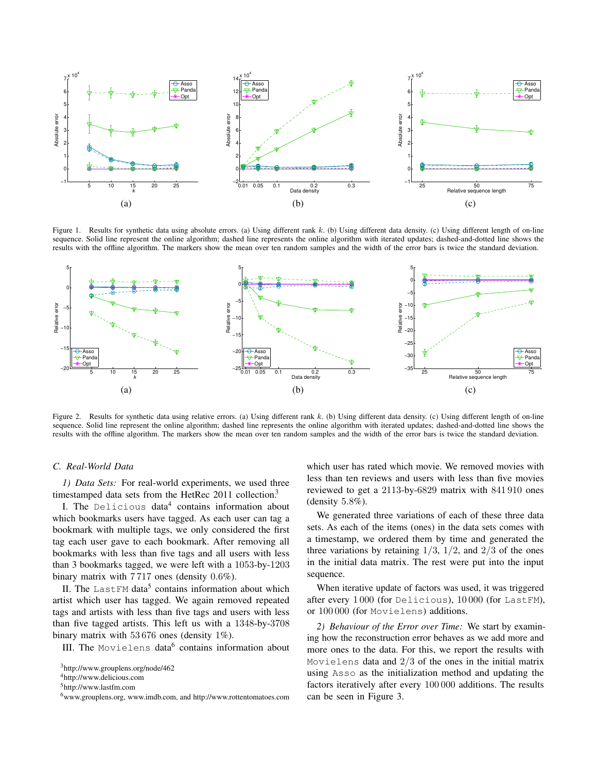Figure 1. Results for synthetic data using absolute errors. (a) Using different rank $k$. (b) Using different data density. (c) Using different length of on-line sequence. Solid line represent the online algorithm; dashed line represents the online algorithm with iterated updates; dashed-and-dotted line shows the results with the offline algorithm. The markers show the mean over ten random samples and the width of the error bars is twice the standard deviation.

Figure 2. Results for synthetic data using relative errors. (a) Using different rank $k$. (b) Using different data density. (c) Using different length of on-line sequence. Solid line represent the online algorithm; dashed line represents the online algorithm with iterated updates; dashed-and-dotted line shows the results with the offline algorithm. The markers show the mean over ten random samples and the width of the error bars is twice the standard deviation.

### C. Real-World Data

*1) Data Sets:* For real-world experiments, we used three timestamped data sets from the HetRec 2011 collection.[3]

I. The Delicious data[4] contains information about which bookmarks users have tagged. As each user can tag a bookmark with multiple tags, we only considered the first tag each user gave to each bookmark. After removing all bookmarks with less than five tags and all users with less than 3 bookmarks tagged, we were left with a 1053-by-1203 binary matrix with 7 717 ones (density 0.6%).

II. The LastFM data[5] contains information about which artist which user has tagged. We again removed repeated tags and artists with less than five tags and users with less than five tagged artists. This left us with a 1348-by-3708 binary matrix with 53 676 ones (density 1%).

III. The Movielens data[6] contains information about which user has rated which movie. We removed movies with less than ten reviews and users with less than five movies reviewed to get a 2113-by-6829 matrix with 841 910 ones (density 5.8%).

We generated three variations of each of these three data sets. As each of the items (ones) in the data sets comes with a timestamp, we ordered them by time and generated the three variations by retaining $1/3$, $1/2$, and $2/3$ of the ones in the initial data matrix. The rest were put into the input sequence.

When iterative update of factors was used, it was triggered after every 1 000 (for Delicious), 10 000 (for LastFM), or 100 000 (for Movielens) additions.

*2) Behaviour of the Error over Time:* We start by examining how the reconstruction error behaves as we add more and more ones to the data. For this, we report the results with Movielens data and $2/3$ of the ones in the initial matrix using Asso as the initialization method and updating the factors iteratively after every 100 000 additions. The results can be seen in Figure 3.

[3] http://www.grouplens.org/node/462

[4] http://www.delicious.com

[5] http://www.lastfm.com

[6] www.grouplens.org, www.imdb.com, and http://www.rottentomatoes.com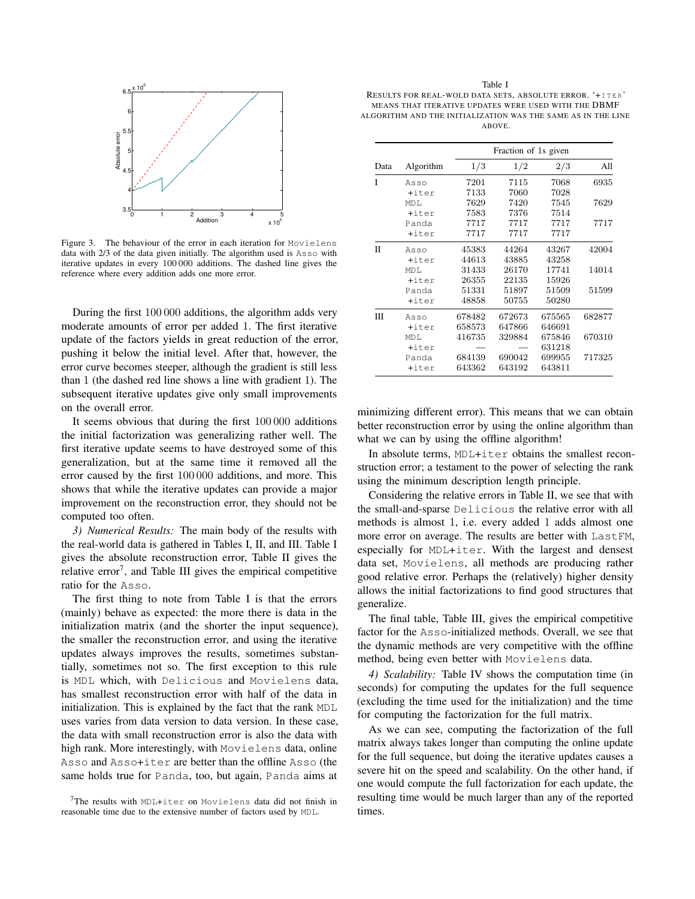Figure 3. The behaviour of the error in each iteration for Movielens data with 2/3 of the data given initially. The algorithm used is Asso with iterative updates in every 100 000 additions. The dashed line gives the reference where every addition adds one more error.

During the first 100 000 additions, the algorithm adds very moderate amounts of error per added 1. The first iterative update of the factors yields in great reduction of the error, pushing it below the initial level. After that, however, the error curve becomes steeper, although the gradient is still less than 1 (the dashed red line shows a line with gradient 1). The subsequent iterative updates give only small improvements on the overall error.

It seems obvious that during the first 100 000 additions the initial factorization was generalizing rather well. The first iterative update seems to have destroyed some of this generalization, but at the same time it removed all the error caused by the first 100 000 additions, and more. This shows that while the iterative updates can provide a major improvement on the reconstruction error, they should not be computed too often.

*3) Numerical Results:* The main body of the results with the real-world data is gathered in Tables I, II, and III. Table I gives the absolute reconstruction error, Table II gives the relative error[7], and Table III gives the empirical competitive ratio for the Asso.

The first thing to note from Table I is that the errors (mainly) behave as expected: the more there is data in the initialization matrix (and the shorter the input sequence), the smaller the reconstruction error, and using the iterative updates always improves the results, sometimes substantially, sometimes not so. The first exception to this rule is MDL which, with Delicious and Movielens data, has smallest reconstruction error with half of the data in initialization. This is explained by the fact that the rank MDL uses varies from data version to data version. In these case, the data with small reconstruction error is also the data with high rank. More interestingly, with Movielens data, online Asso and Asso+iter are better than the offline Asso (the same holds true for Panda, too, but again, Panda aims at minimizing different error). This means that we can obtain better reconstruction error by using the online algorithm than what we can by using the offline algorithm!

Table I
RESULTS FOR REAL-WOLD DATA SETS, ABSOLUTE ERROR. '+ITER' MEANS THAT ITERATIVE UPDATES WERE USED WITH THE DBMF ALGORITHM AND THE INITIALIZATION WAS THE SAME AS IN THE LINE ABOVE.

| Data | Algorithm | Fraction of 1s given | | | |
|---|---|---|---|---|---|
| | | 1/3 | 1/2 | 2/3 | All |
| I | Asso | 7201 | 7115 | 7068 | 6935 |
| | +iter | 7133 | 7060 | 7028 | |
| | MDL | 7629 | 7420 | 7545 | 7629 |
| | +iter | 7583 | 7376 | 7514 | |
| | Panda | 7717 | 7717 | 7717 | 7717 |
| | +iter | 7717 | 7717 | 7717 | |
| II | Asso | 45383 | 44264 | 43267 | 42004 |
| | +iter | 44613 | 43885 | 43258 | |
| | MDL | 31433 | 26170 | 17741 | 14014 |
| | +iter | 26355 | 22135 | 15926 | |
| | Panda | 51331 | 51897 | 51509 | 51599 |
| | +iter | 48858 | 50755 | 50280 | |
| III | Asso | 678482 | 672673 | 675565 | 682877 |
| | +iter | 658573 | 647866 | 646691 | |
| | MDL | 416735 | 329884 | 675846 | 670310 |
| | +iter | — | — | 631218 | |
| | Panda | 684139 | 690042 | 699955 | 717325 |
| | +iter | 643362 | 643192 | 643811 | |

In absolute terms, MDL+iter obtains the smallest reconstruction error; a testament to the power of selecting the rank using the minimum description length principle.

Considering the relative errors in Table II, we see that with the small-and-sparse Delicious the relative error with all methods is almost 1, i.e. every added 1 adds almost one more error on average. The results are better with LastFM, especially for MDL+iter. With the largest and densest data set, Movielens, all methods are producing rather good relative error. Perhaps the (relatively) higher density allows the initial factorizations to find good structures that generalize.

The final table, Table III, gives the empirical competitive factor for the Asso-initialized methods. Overall, we see that the dynamic methods are very competitive with the offline method, being even better with Movielens data.

*4) Scalability:* Table IV shows the computation time (in seconds) for computing the updates for the full sequence (excluding the time used for the initialization) and the time for computing the factorization for the full matrix.

As we can see, computing the factorization of the full matrix always takes longer than computing the online update for the full sequence, but doing the iterative updates causes a severe hit on the speed and scalability. On the other hand, if one would compute the full factorization for each update, the resulting time would be much larger than any of the reported times.

[7]The results with MDL+iter on Movielens data did not finish in reasonable time due to the extensive number of factors used by MDL.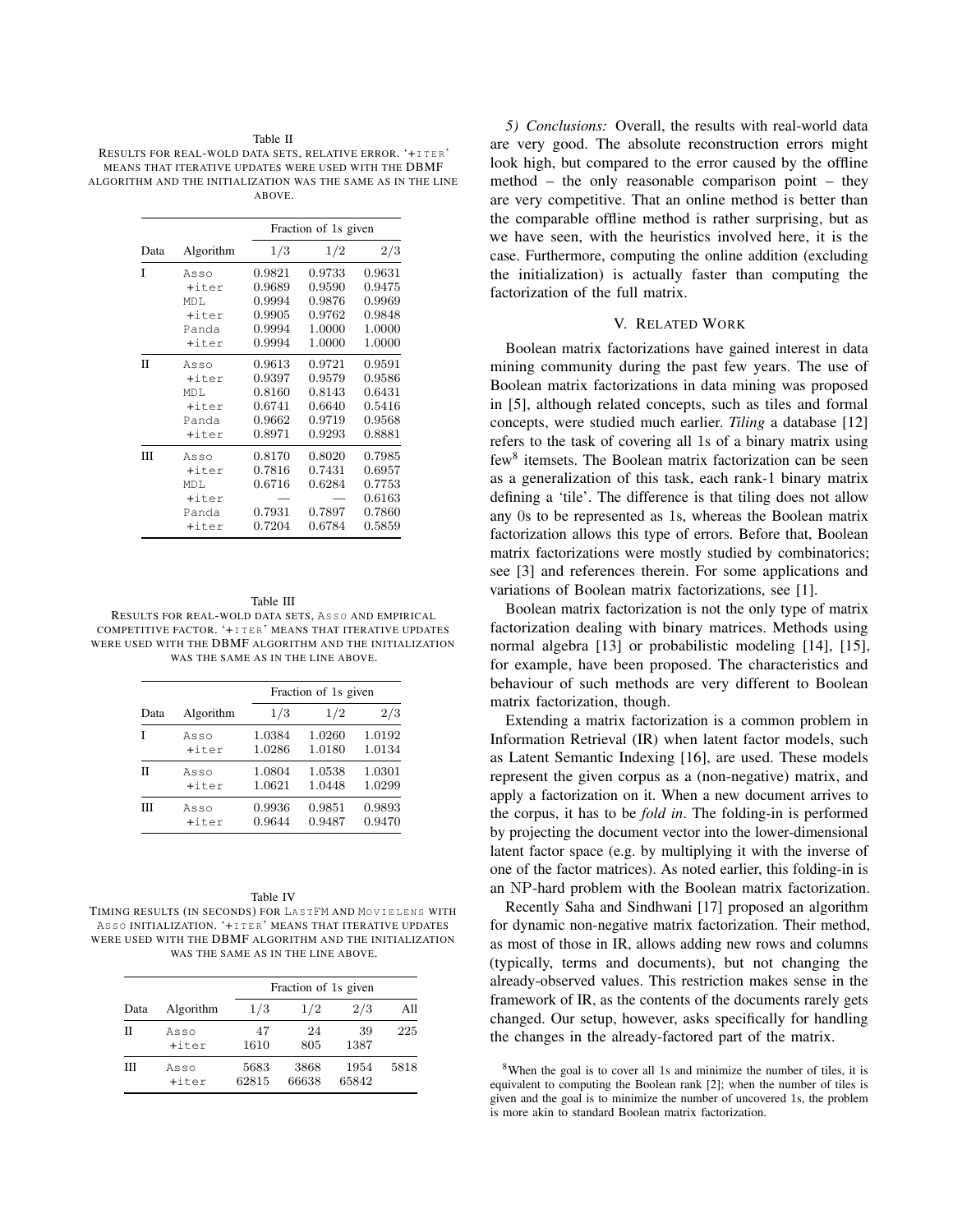Table II
RESULTS FOR REAL-WOLD DATA SETS, RELATIVE ERROR. '+ITER' MEANS THAT ITERATIVE UPDATES WERE USED WITH THE DBMF ALGORITHM AND THE INITIALIZATION WAS THE SAME AS IN THE LINE ABOVE.

| | | Fraction of 1s given | | |
|---|---|---|---|---|
| Data | Algorithm | $1/3$ | $1/2$ | $2/3$ |
| I | Asso | 0.9821 | 0.9733 | 0.9631 |
| | +iter | 0.9689 | 0.9590 | 0.9475 |
| | MDL | 0.9994 | 0.9876 | 0.9969 |
| | +iter | 0.9905 | 0.9762 | 0.9848 |
| | Panda | 0.9994 | 1.0000 | 1.0000 |
| | +iter | 0.9994 | 1.0000 | 1.0000 |
| II | Asso | 0.9613 | 0.9721 | 0.9591 |
| | +iter | 0.9397 | 0.9579 | 0.9586 |
| | MDL | 0.8160 | 0.8143 | 0.6431 |
| | +iter | 0.6741 | 0.6640 | 0.5416 |
| | Panda | 0.9662 | 0.9719 | 0.9568 |
| | +iter | 0.8971 | 0.9293 | 0.8881 |
| III | Asso | 0.8170 | 0.8020 | 0.7985 |
| | +iter | 0.7816 | 0.7431 | 0.6957 |
| | MDL | 0.6716 | 0.6284 | 0.7753 |
| | +iter | — | — | 0.6163 |
| | Panda | 0.7931 | 0.7897 | 0.7860 |
| | +iter | 0.7204 | 0.6784 | 0.5859 |

Table III
RESULTS FOR REAL-WOLD DATA SETS, ASSO AND EMPIRICAL COMPETITIVE FACTOR. '+ITER' MEANS THAT ITERATIVE UPDATES WERE USED WITH THE DBMF ALGORITHM AND THE INITIALIZATION WAS THE SAME AS IN THE LINE ABOVE.

| | | Fraction of 1s given | | |
|---|---|---|---|---|
| Data | Algorithm | $1/3$ | $1/2$ | $2/3$ |
| I | Asso | 1.0384 | 1.0260 | 1.0192 |
| | +iter | 1.0286 | 1.0180 | 1.0134 |
| II | Asso | 1.0804 | 1.0538 | 1.0301 |
| | +iter | 1.0621 | 1.0448 | 1.0299 |
| III | Asso | 0.9936 | 0.9851 | 0.9893 |
| | +iter | 0.9644 | 0.9487 | 0.9470 |

Table IV
TIMING RESULTS (IN SECONDS) FOR LASTFM AND MOVIELENS WITH ASSO INITIALIZATION. '+ITER' MEANS THAT ITERATIVE UPDATES WERE USED WITH THE DBMF ALGORITHM AND THE INITIALIZATION WAS THE SAME AS IN THE LINE ABOVE.

| | | Fraction of 1s given | | | |
|---|---|---|---|---|---|
| Data | Algorithm | $1/3$ | $1/2$ | $2/3$ | All |
| II | Asso | 47 | 24 | 39 | 225 |
| | +iter | 1610 | 805 | 1387 | |
| III | Asso | 5683 | 3868 | 1954 | 5818 |
| | +iter | 62815 | 66638 | 65842 | |

*5) Conclusions:* Overall, the results with real-world data are very good. The absolute reconstruction errors might look high, but compared to the error caused by the offline method – the only reasonable comparison point – they are very competitive. That an online method is better than the comparable offline method is rather surprising, but as we have seen, with the heuristics involved here, it is the case. Furthermore, computing the online addition (excluding the initialization) is actually faster than computing the factorization of the full matrix.

## V. Related Work

Boolean matrix factorizations have gained interest in data mining community during the past few years. The use of Boolean matrix factorizations in data mining was proposed in [5], although related concepts, such as tiles and formal concepts, were studied much earlier. ***Tiling*** a database [12] refers to the task of covering all 1s of a binary matrix using few[8] itemsets. The Boolean matrix factorization can be seen as a generalization of this task, each rank-1 binary matrix defining a 'tile'. The difference is that tiling does not allow any 0s to be represented as 1s, whereas the Boolean matrix factorization allows this type of errors. Before that, Boolean matrix factorizations were mostly studied by combinatorics; see [3] and references therein. For some applications and variations of Boolean matrix factorizations, see [1].

Boolean matrix factorization is not the only type of matrix factorization dealing with binary matrices. Methods using normal algebra [13] or probabilistic modeling [14], [15], for example, have been proposed. The characteristics and behaviour of such methods are very different to Boolean matrix factorization, though.

Extending a matrix factorization is a common problem in Information Retrieval (IR) when latent factor models, such as Latent Semantic Indexing [16], are used. These models represent the given corpus as a (non-negative) matrix, and apply a factorization on it. When a new document arrives to the corpus, it has to be *fold in*. The folding-in is performed by projecting the document vector into the lower-dimensional latent factor space (e.g. by multiplying it with the inverse of one of the factor matrices). As noted earlier, this folding-in is an NP-hard problem with the Boolean matrix factorization.

Recently Saha and Sindhwani [17] proposed an algorithm for dynamic non-negative matrix factorization. Their method, as most of those in IR, allows adding new rows and columns (typically, terms and documents), but not changing the already-observed values. This restriction makes sense in the framework of IR, as the contents of the documents rarely gets changed. Our setup, however, asks specifically for handling the changes in the already-factored part of the matrix.

[8] When the goal is to cover all 1s and minimize the number of tiles, it is equivalent to computing the Boolean rank [2]; when the number of tiles is given and the goal is to minimize the number of uncovered 1s, the problem is more akin to standard Boolean matrix factorization.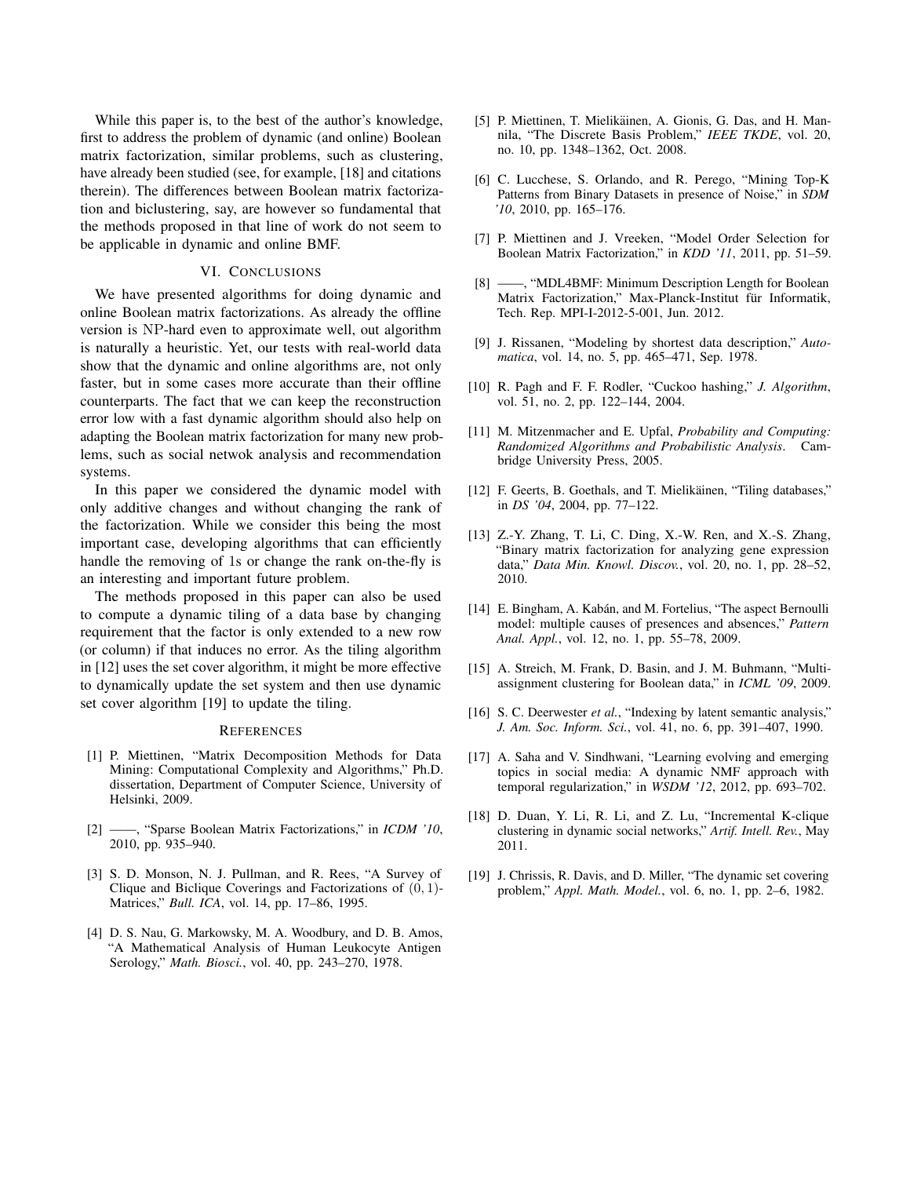While this paper is, to the best of the author's knowledge, first to address the problem of dynamic (and online) Boolean matrix factorization, similar problems, such as clustering, have already been studied (see, for example, [18] and citations therein). The differences between Boolean matrix factorization and biclustering, say, are however so fundamental that the methods proposed in that line of work do not seem to be applicable in dynamic and online BMF.

## VI. Conclusions

We have presented algorithms for doing dynamic and online Boolean matrix factorizations. As already the offline version is NP-hard even to approximate well, out algorithm is naturally a heuristic. Yet, our tests with real-world data show that the dynamic and online algorithms are, not only faster, but in some cases more accurate than their offline counterparts. The fact that we can keep the reconstruction error low with a fast dynamic algorithm should also help on adapting the Boolean matrix factorization for many new problems, such as social netwok analysis and recommendation systems.

In this paper we considered the dynamic model with only additive changes and without changing the rank of the factorization. While we consider this being the most important case, developing algorithms that can efficiently handle the removing of 1s or change the rank on-the-fly is an interesting and important future problem.

The methods proposed in this paper can also be used to compute a dynamic tiling of a data base by changing requirement that the factor is only extended to a new row (or column) if that induces no error. As the tiling algorithm in [12] uses the set cover algorithm, it might be more effective to dynamically update the set system and then use dynamic set cover algorithm [19] to update the tiling.

## References

[1] P. Miettinen, "Matrix Decomposition Methods for Data Mining: Computational Complexity and Algorithms," Ph.D. dissertation, Department of Computer Science, University of Helsinki, 2009.

[2] ——, "Sparse Boolean Matrix Factorizations," in *ICDM '10*, 2010, pp. 935–940.

[3] S. D. Monson, N. J. Pullman, and R. Rees, "A Survey of Clique and Biclique Coverings and Factorizations of $(0, 1)$-Matrices," *Bull. ICA*, vol. 14, pp. 17–86, 1995.

[4] D. S. Nau, G. Markowsky, M. A. Woodbury, and D. B. Amos, "A Mathematical Analysis of Human Leukocyte Antigen Serology," *Math. Biosci.*, vol. 40, pp. 243–270, 1978.

[5] P. Miettinen, T. Mielikäinen, A. Gionis, G. Das, and H. Mannila, "The Discrete Basis Problem," *IEEE TKDE*, vol. 20, no. 10, pp. 1348–1362, Oct. 2008.

[6] C. Lucchese, S. Orlando, and R. Perego, "Mining Top-K Patterns from Binary Datasets in presence of Noise," in *SDM '10*, 2010, pp. 165–176.

[7] P. Miettinen and J. Vreeken, "Model Order Selection for Boolean Matrix Factorization," in *KDD '11*, 2011, pp. 51–59.

[8] ——, "MDL4BMF: Minimum Description Length for Boolean Matrix Factorization," Max-Planck-Institut für Informatik, Tech. Rep. MPI-I-2012-5-001, Jun. 2012.

[9] J. Rissanen, "Modeling by shortest data description," *Automatica*, vol. 14, no. 5, pp. 465–471, Sep. 1978.

[10] R. Pagh and F. F. Rodler, "Cuckoo hashing," *J. Algorithm*, vol. 51, no. 2, pp. 122–144, 2004.

[11] M. Mitzenmacher and E. Upfal, *Probability and Computing: Randomized Algorithms and Probabilistic Analysis*. Cambridge University Press, 2005.

[12] F. Geerts, B. Goethals, and T. Mielikäinen, "Tiling databases," in *DS '04*, 2004, pp. 77–122.

[13] Z.-Y. Zhang, T. Li, C. Ding, X.-W. Ren, and X.-S. Zhang, "Binary matrix factorization for analyzing gene expression data," *Data Min. Knowl. Discov.*, vol. 20, no. 1, pp. 28–52, 2010.

[14] E. Bingham, A. Kabán, and M. Fortelius, "The aspect Bernoulli model: multiple causes of presences and absences," *Pattern Anal. Appl.*, vol. 12, no. 1, pp. 55–78, 2009.

[15] A. Streich, M. Frank, D. Basin, and J. M. Buhmann, "Multi-assignment clustering for Boolean data," in *ICML '09*, 2009.

[16] S. C. Deerwester *et al.*, "Indexing by latent semantic analysis," *J. Am. Soc. Inform. Sci.*, vol. 41, no. 6, pp. 391–407, 1990.

[17] A. Saha and V. Sindhwani, "Learning evolving and emerging topics in social media: A dynamic NMF approach with temporal regularization," in *WSDM '12*, 2012, pp. 693–702.

[18] D. Duan, Y. Li, R. Li, and Z. Lu, "Incremental K-clique clustering in dynamic social networks," *Artif. Intell. Rev.*, May 2011.

[19] J. Chrissis, R. Davis, and D. Miller, "The dynamic set covering problem," *Appl. Math. Model.*, vol. 6, no. 1, pp. 2–6, 1982.